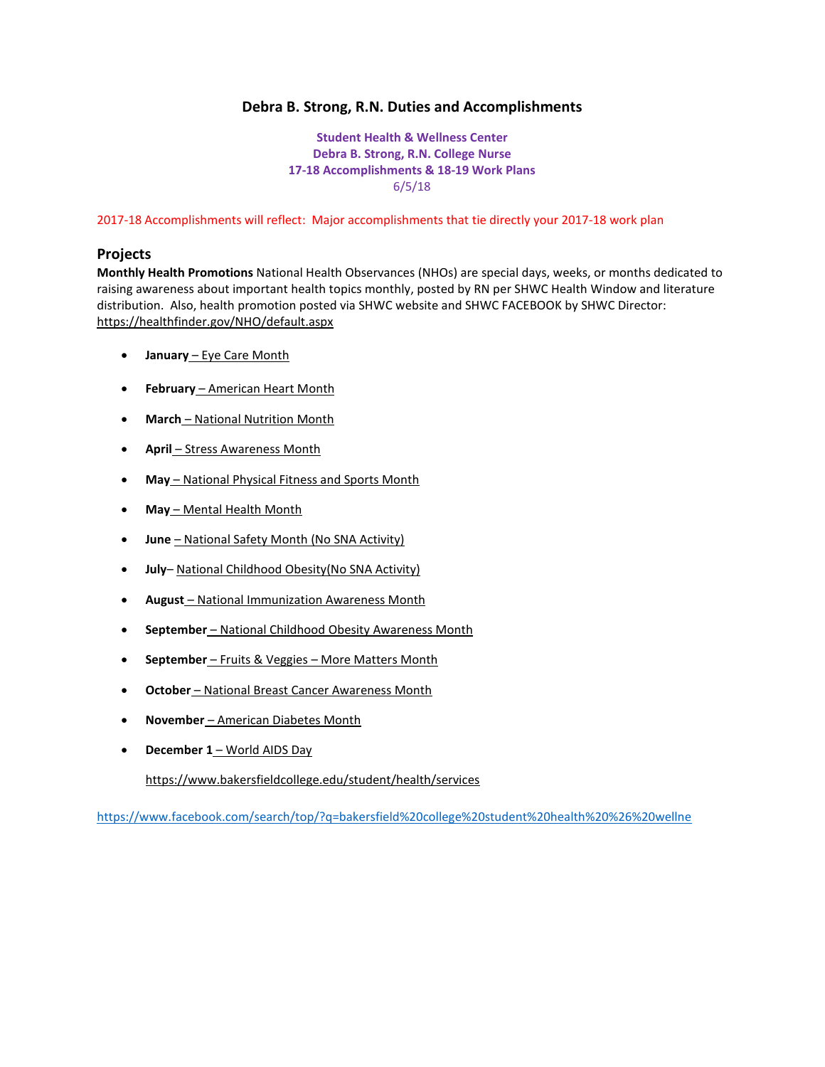# Debra B. Strong, R.N. Duties and Accomplishments

**Student Health & Wellness Center**
**Debra B. Strong, R.N. College Nurse**
**17-18 Accomplishments & 18-19 Work Plans**
6/5/18

2017-18 Accomplishments will reflect: Major accomplishments that tie directly your 2017-18 work plan

## Projects

**Monthly Health Promotions** National Health Observances (NHOs) are special days, weeks, or months dedicated to raising awareness about important health topics monthly, posted by RN per SHWC Health Window and literature distribution. Also, health promotion posted via SHWC website and SHWC FACEBOOK by SHWC Director: https://healthfinder.gov/NHO/default.aspx

- **January** – Eye Care Month
- **February** – American Heart Month
- **March** – National Nutrition Month
- **April** – Stress Awareness Month
- **May** – National Physical Fitness and Sports Month
- **May** – Mental Health Month
- **June** – National Safety Month (No SNA Activity)
- **July**– National Childhood Obesity(No SNA Activity)
- **August** – National Immunization Awareness Month
- **September** – National Childhood Obesity Awareness Month
- **September** – Fruits & Veggies – More Matters Month
- **October** – National Breast Cancer Awareness Month
- **November** – American Diabetes Month
- **December 1** – World AIDS Day

  https://www.bakersfieldcollege.edu/student/health/services

https://www.facebook.com/search/top/?q=bakersfield%20college%20student%20health%20%26%20wellne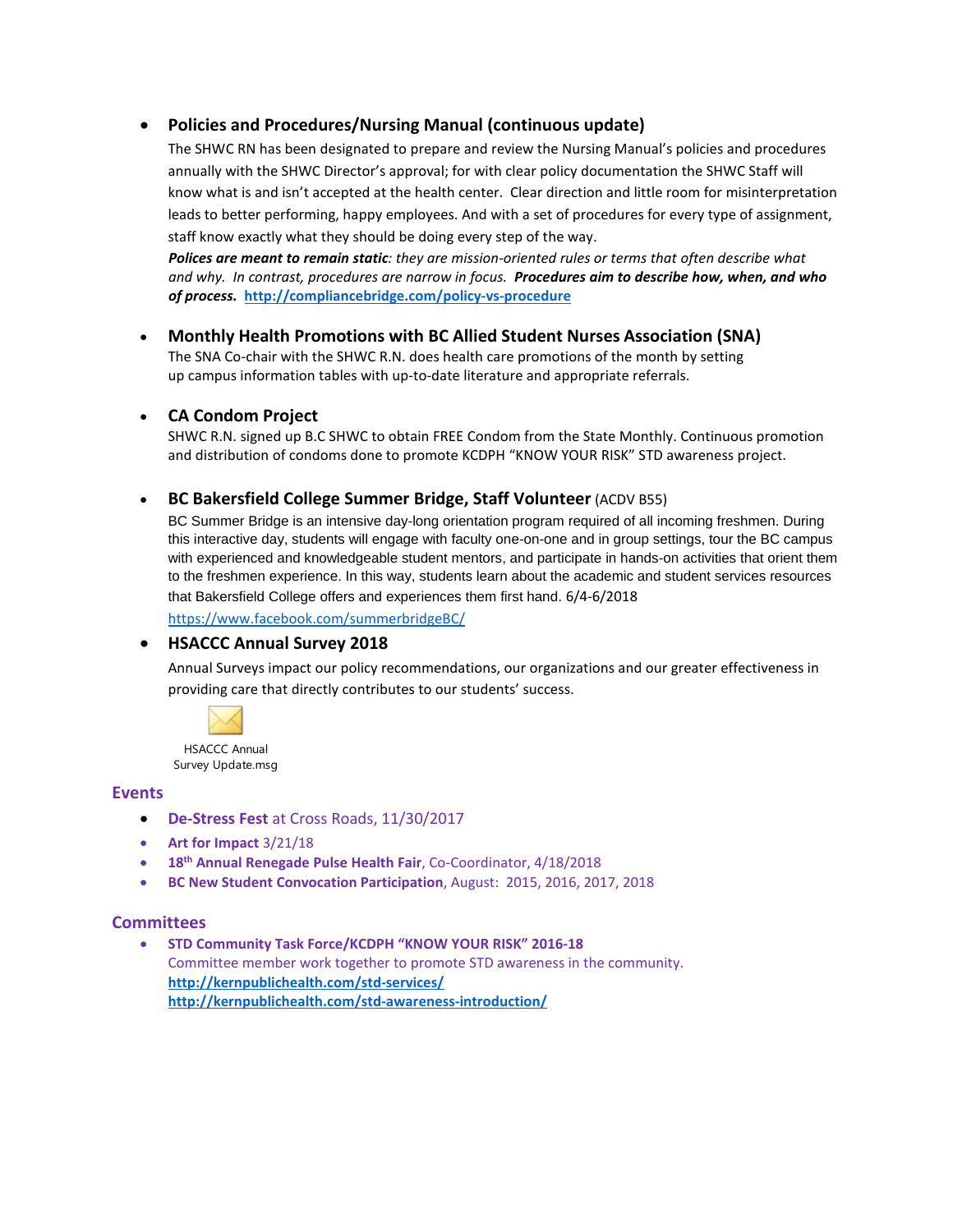- **Policies and Procedures/Nursing Manual (continuous update)**

  The SHWC RN has been designated to prepare and review the Nursing Manual's policies and procedures annually with the SHWC Director's approval; for with clear policy documentation the SHWC Staff will know what is and isn't accepted at the health center. Clear direction and little room for misinterpretation leads to better performing, happy employees. And with a set of procedures for every type of assignment, staff know exactly what they should be doing every step of the way.

  ***Polices are meant to remain static**: they are mission-oriented rules or terms that often describe what and why. In contrast, procedures are narrow in focus. **Procedures aim to describe how, when, and who of process.*** **http://compliancebridge.com/policy-vs-procedure**

- **Monthly Health Promotions with BC Allied Student Nurses Association (SNA)**

  The SNA Co-chair with the SHWC R.N. does health care promotions of the month by setting up campus information tables with up-to-date literature and appropriate referrals.

- **CA Condom Project**

  SHWC R.N. signed up B.C SHWC to obtain FREE Condom from the State Monthly. Continuous promotion and distribution of condoms done to promote KCDPH "KNOW YOUR RISK" STD awareness project.

- **BC Bakersfield College Summer Bridge, Staff Volunteer** (ACDV B55)

  BC Summer Bridge is an intensive day-long orientation program required of all incoming freshmen. During this interactive day, students will engage with faculty one-on-one and in group settings, tour the BC campus with experienced and knowledgeable student mentors, and participate in hands-on activities that orient them to the freshmen experience. In this way, students learn about the academic and student services resources that Bakersfield College offers and experiences them first hand. 6/4-6/2018

  https://www.facebook.com/summerbridgeBC/

- **HSACCC Annual Survey 2018**

  Annual Surveys impact our policy recommendations, our organizations and our greater effectiveness in providing care that directly contributes to our students' success.

  HSACCC Annual Survey Update.msg

## Events

- **De-Stress Fest** at Cross Roads, 11/30/2017
- **Art for Impact** 3/21/18
- **18th Annual Renegade Pulse Health Fair**, Co-Coordinator, 4/18/2018
- **BC New Student Convocation Participation**, August: 2015, 2016, 2017, 2018

## Committees

- **STD Community Task Force/KCDPH "KNOW YOUR RISK" 2016-18**

  Committee member work together to promote STD awareness in the community.

  **http://kernpublichealth.com/std-services/**

  **http://kernpublichealth.com/std-awareness-introduction/**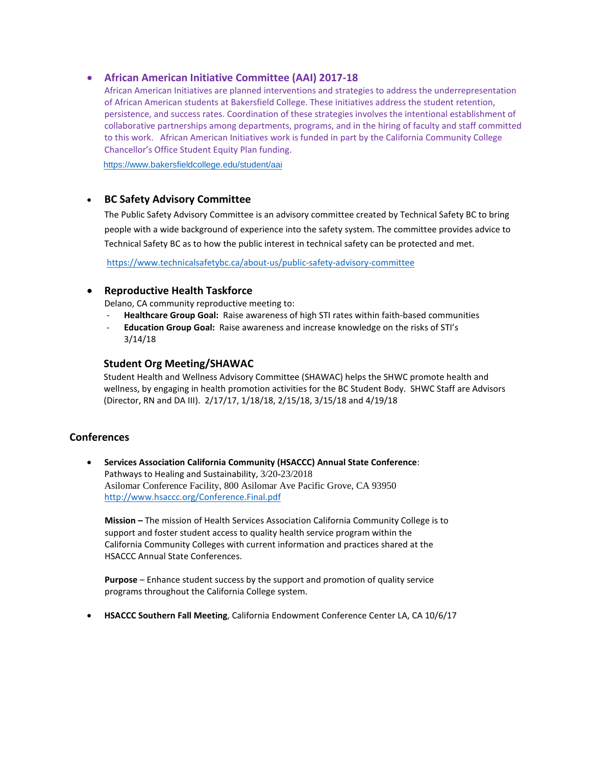- **African American Initiative Committee (AAI) 2017-18**

  African American Initiatives are planned interventions and strategies to address the underrepresentation of African American students at Bakersfield College. These initiatives address the student retention, persistence, and success rates. Coordination of these strategies involves the intentional establishment of collaborative partnerships among departments, programs, and in the hiring of faculty and staff committed to this work. African American Initiatives work is funded in part by the California Community College Chancellor's Office Student Equity Plan funding.

  https://www.bakersfieldcollege.edu/student/aai

- **BC Safety Advisory Committee**

  The Public Safety Advisory Committee is an advisory committee created by Technical Safety BC to bring people with a wide background of experience into the safety system. The committee provides advice to Technical Safety BC as to how the public interest in technical safety can be protected and met.

  https://www.technicalsafetybc.ca/about-us/public-safety-advisory-committee

- **Reproductive Health Taskforce**

  Delano, CA community reproductive meeting to:
  - **Healthcare Group Goal:** Raise awareness of high STI rates within faith-based communities
  - **Education Group Goal:** Raise awareness and increase knowledge on the risks of STI's 3/14/18

  **Student Org Meeting/SHAWAC**

  Student Health and Wellness Advisory Committee (SHAWAC) helps the SHWC promote health and wellness, by engaging in health promotion activities for the BC Student Body. SHWC Staff are Advisors (Director, RN and DA III). 2/17/17, 1/18/18, 2/15/18, 3/15/18 and 4/19/18

## Conferences

- **Services Association California Community (HSACCC) Annual State Conference**: Pathways to Healing and Sustainability, 3/20-23/2018
  Asilomar Conference Facility, 800 Asilomar Ave Pacific Grove, CA 93950
  http://www.hsaccc.org/Conference.Final.pdf

  **Mission –** The mission of Health Services Association California Community College is to support and foster student access to quality health service program within the California Community Colleges with current information and practices shared at the HSACCC Annual State Conferences.

  **Purpose** – Enhance student success by the support and promotion of quality service programs throughout the California College system.

- **HSACCC Southern Fall Meeting**, California Endowment Conference Center LA, CA 10/6/17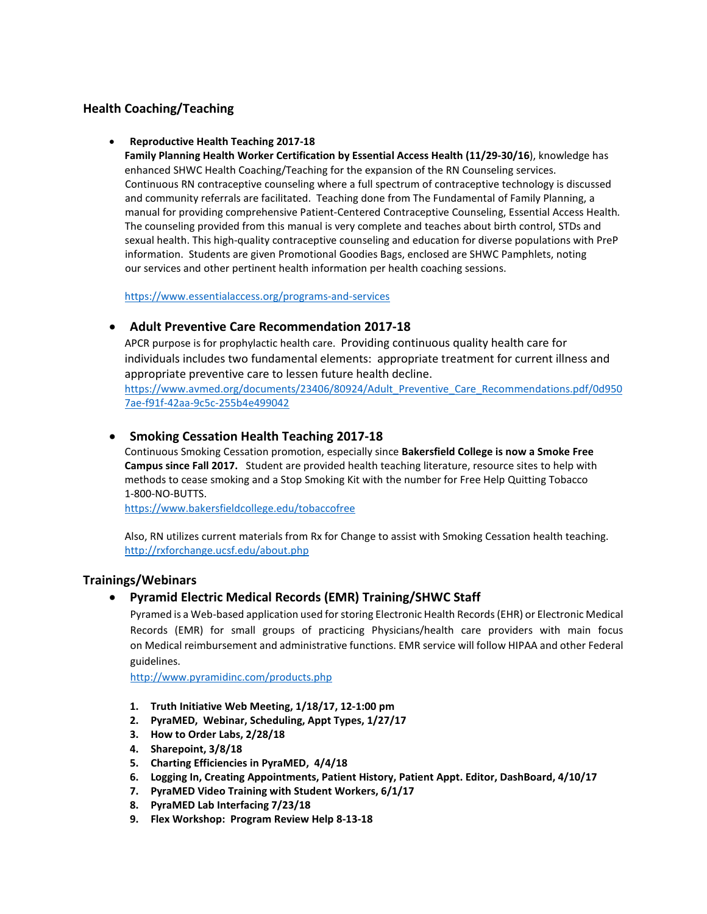## Health Coaching/Teaching

- **Reproductive Health Teaching 2017-18**
  **Family Planning Health Worker Certification by Essential Access Health (11/29-30/16)**, knowledge has enhanced SHWC Health Coaching/Teaching for the expansion of the RN Counseling services. Continuous RN contraceptive counseling where a full spectrum of contraceptive technology is discussed and community referrals are facilitated. Teaching done from The Fundamental of Family Planning, a manual for providing comprehensive Patient-Centered Contraceptive Counseling, Essential Access Health. The counseling provided from this manual is very complete and teaches about birth control, STDs and sexual health. This high-quality contraceptive counseling and education for diverse populations with PreP information. Students are given Promotional Goodies Bags, enclosed are SHWC Pamphlets, noting our services and other pertinent health information per health coaching sessions.

  https://www.essentialaccess.org/programs-and-services

- **Adult Preventive Care Recommendation 2017-18**
  APCR purpose is for prophylactic health care. Providing continuous quality health care for individuals includes two fundamental elements: appropriate treatment for current illness and appropriate preventive care to lessen future health decline.
  https://www.avmed.org/documents/23406/80924/Adult_Preventive_Care_Recommendations.pdf/0d9507ae-f91f-42aa-9c5c-255b4e499042

- **Smoking Cessation Health Teaching 2017-18**
  Continuous Smoking Cessation promotion, especially since **Bakersfield College is now a Smoke Free Campus since Fall 2017.** Student are provided health teaching literature, resource sites to help with methods to cease smoking and a Stop Smoking Kit with the number for Free Help Quitting Tobacco 1-800-NO-BUTTS.
  https://www.bakersfieldcollege.edu/tobaccofree

  Also, RN utilizes current materials from Rx for Change to assist with Smoking Cessation health teaching.
  http://rxforchange.ucsf.edu/about.php

## Trainings/Webinars

- **Pyramid Electric Medical Records (EMR) Training/SHWC Staff**
  Pyramed is a Web-based application used for storing Electronic Health Records (EHR) or Electronic Medical Records (EMR) for small groups of practicing Physicians/health care providers with main focus on Medical reimbursement and administrative functions. EMR service will follow HIPAA and other Federal guidelines.
  http://www.pyramidinc.com/products.php

  1. **Truth Initiative Web Meeting, 1/18/17, 12-1:00 pm**
  2. **PyraMED, Webinar, Scheduling, Appt Types, 1/27/17**
  3. **How to Order Labs, 2/28/18**
  4. **Sharepoint, 3/8/18**
  5. **Charting Efficiencies in PyraMED, 4/4/18**
  6. **Logging In, Creating Appointments, Patient History, Patient Appt. Editor, DashBoard, 4/10/17**
  7. **PyraMED Video Training with Student Workers, 6/1/17**
  8. **PyraMED Lab Interfacing 7/23/18**
  9. **Flex Workshop: Program Review Help 8-13-18**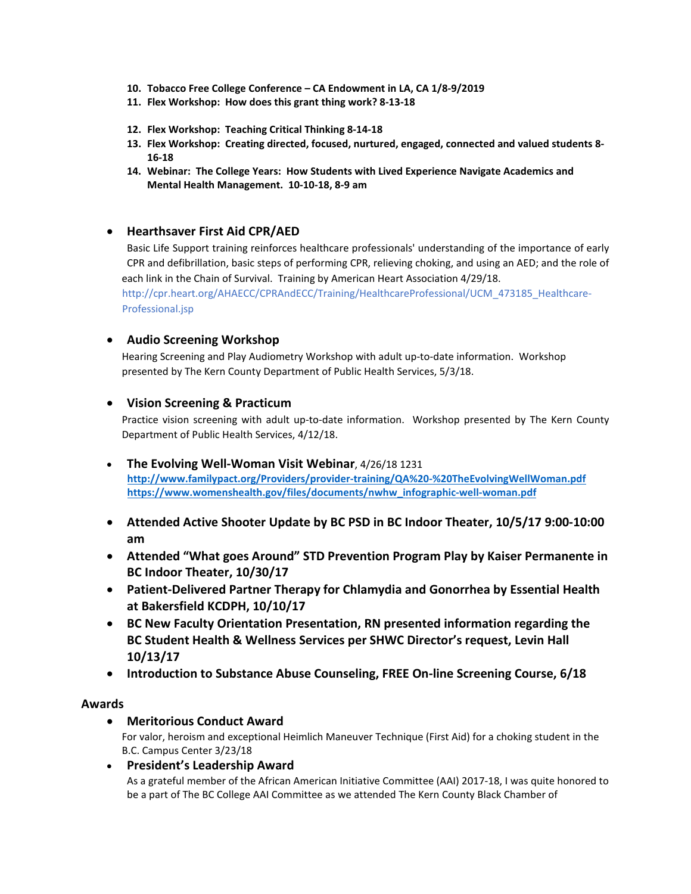10. **Tobacco Free College Conference – CA Endowment in LA, CA 1/8-9/2019**
11. **Flex Workshop: How does this grant thing work? 8-13-18**
12. **Flex Workshop: Teaching Critical Thinking 8-14-18**
13. **Flex Workshop: Creating directed, focused, nurtured, engaged, connected and valued students 8-16-18**
14. **Webinar: The College Years: How Students with Lived Experience Navigate Academics and Mental Health Management. 10-10-18, 8-9 am**

- **Hearthsaver First Aid CPR/AED**
  Basic Life Support training reinforces healthcare professionals' understanding of the importance of early CPR and defibrillation, basic steps of performing CPR, relieving choking, and using an AED; and the role of each link in the Chain of Survival. Training by American Heart Association 4/29/18.
  http://cpr.heart.org/AHAECC/CPRAndECC/Training/HealthcareProfessional/UCM_473185_Healthcare-Professional.jsp

- **Audio Screening Workshop**
  Hearing Screening and Play Audiometry Workshop with adult up-to-date information. Workshop presented by The Kern County Department of Public Health Services, 5/3/18.

- **Vision Screening & Practicum**
  Practice vision screening with adult up-to-date information. Workshop presented by The Kern County Department of Public Health Services, 4/12/18.

- **The Evolving Well-Woman Visit Webinar**, 4/26/18 1231
  **http://www.familypact.org/Providers/provider-training/QA%20-%20TheEvolvingWellWoman.pdf**
  **https://www.womenshealth.gov/files/documents/nwhw_infographic-well-woman.pdf**

- **Attended Active Shooter Update by BC PSD in BC Indoor Theater, 10/5/17 9:00-10:00 am**
- **Attended "What goes Around" STD Prevention Program Play by Kaiser Permanente in BC Indoor Theater, 10/30/17**
- **Patient-Delivered Partner Therapy for Chlamydia and Gonorrhea by Essential Health at Bakersfield KCDPH, 10/10/17**
- **BC New Faculty Orientation Presentation, RN presented information regarding the BC Student Health & Wellness Services per SHWC Director's request, Levin Hall 10/13/17**
- **Introduction to Substance Abuse Counseling, FREE On-line Screening Course, 6/18**

## Awards

- **Meritorious Conduct Award**
  For valor, heroism and exceptional Heimlich Maneuver Technique (First Aid) for a choking student in the B.C. Campus Center 3/23/18
- **President's Leadership Award**
  As a grateful member of the African American Initiative Committee (AAI) 2017-18, I was quite honored to be a part of The BC College AAI Committee as we attended The Kern County Black Chamber of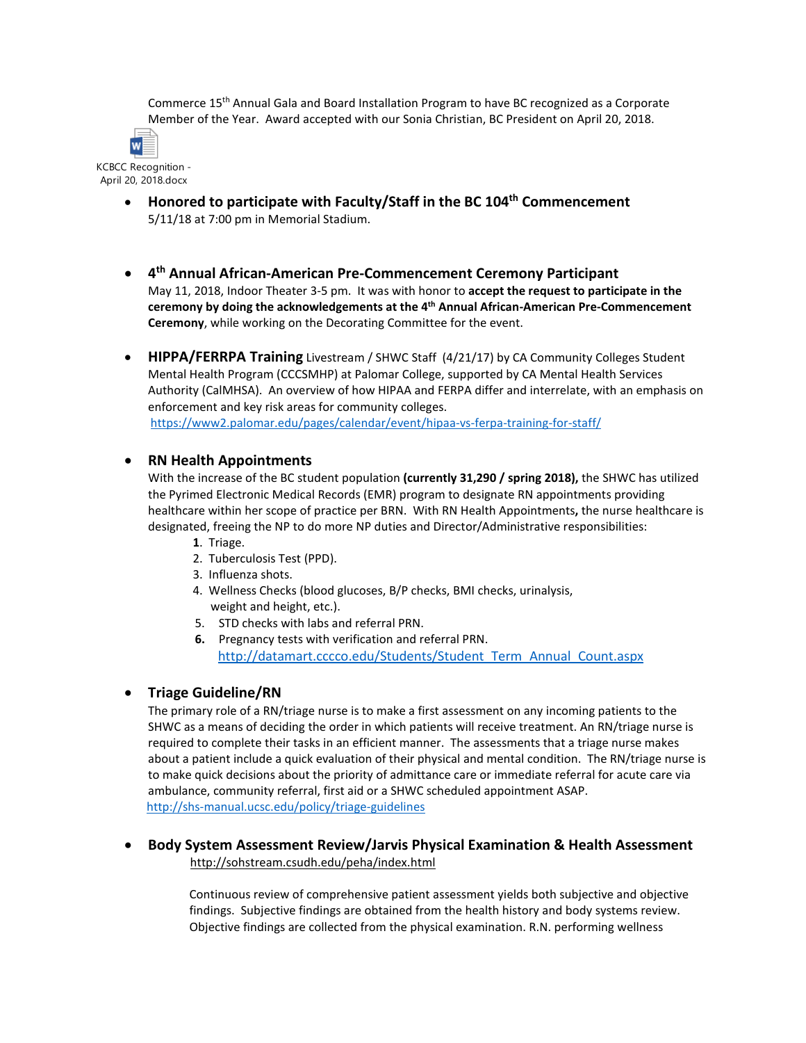Commerce 15th Annual Gala and Board Installation Program to have BC recognized as a Corporate Member of the Year. Award accepted with our Sonia Christian, BC President on April 20, 2018.

KCBCC Recognition - April 20, 2018.docx

- **Honored to participate with Faculty/Staff in the BC 104th Commencement**
  5/11/18 at 7:00 pm in Memorial Stadium.

- **4th Annual African-American Pre-Commencement Ceremony Participant**
  May 11, 2018, Indoor Theater 3-5 pm. It was with honor to **accept the request to participate in the ceremony by doing the acknowledgements at the 4th Annual African-American Pre-Commencement Ceremony**, while working on the Decorating Committee for the event.

- **HIPPA/FERRPA Training** Livestream / SHWC Staff (4/21/17) by CA Community Colleges Student Mental Health Program (CCCSMHP) at Palomar College, supported by CA Mental Health Services Authority (CalMHSA). An overview of how HIPAA and FERPA differ and interrelate, with an emphasis on enforcement and key risk areas for community colleges.
  https://www2.palomar.edu/pages/calendar/event/hipaa-vs-ferpa-training-for-staff/

- **RN Health Appointments**
  With the increase of the BC student population **(currently 31,290 / spring 2018),** the SHWC has utilized the Pyrimed Electronic Medical Records (EMR) program to designate RN appointments providing healthcare within her scope of practice per BRN. With RN Health Appointments**,** the nurse healthcare is designated, freeing the NP to do more NP duties and Director/Administrative responsibilities:
  1. Triage.
  2. Tuberculosis Test (PPD).
  3. Influenza shots.
  4. Wellness Checks (blood glucoses, B/P checks, BMI checks, urinalysis, weight and height, etc.).
  5. STD checks with labs and referral PRN.
  6. Pregnancy tests with verification and referral PRN.
     http://datamart.cccco.edu/Students/Student_Term_Annual_Count.aspx

- **Triage Guideline/RN**
  The primary role of a RN/triage nurse is to make a first assessment on any incoming patients to the SHWC as a means of deciding the order in which patients will receive treatment. An RN/triage nurse is required to complete their tasks in an efficient manner. The assessments that a triage nurse makes about a patient include a quick evaluation of their physical and mental condition. The RN/triage nurse is to make quick decisions about the priority of admittance care or immediate referral for acute care via ambulance, community referral, first aid or a SHWC scheduled appointment ASAP.
  http://shs-manual.ucsc.edu/policy/triage-guidelines

- **Body System Assessment Review/Jarvis Physical Examination & Health Assessment**
  http://sohstream.csudh.edu/peha/index.html

  Continuous review of comprehensive patient assessment yields both subjective and objective findings. Subjective findings are obtained from the health history and body systems review. Objective findings are collected from the physical examination. R.N. performing wellness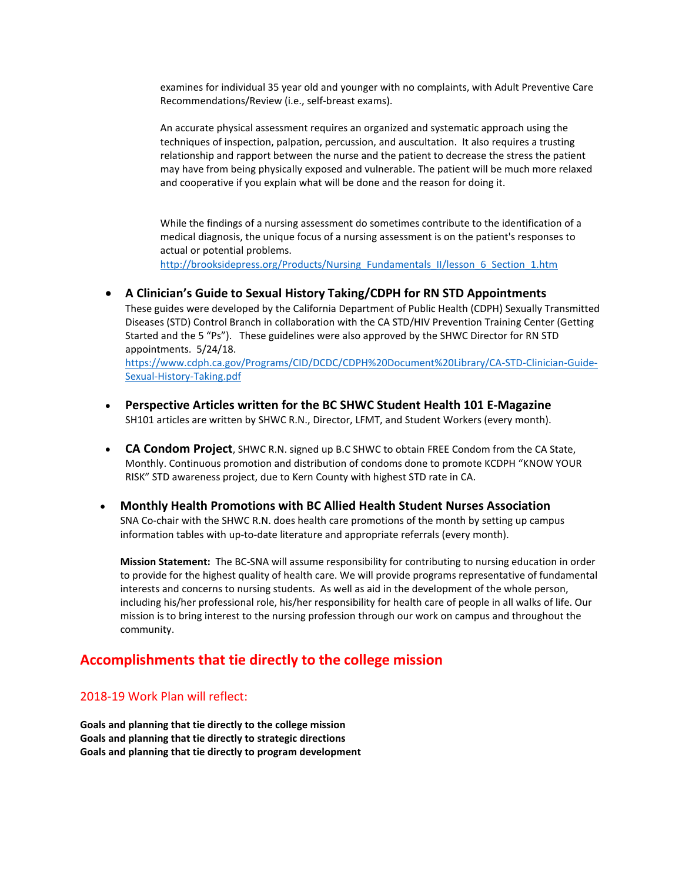examines for individual 35 year old and younger with no complaints, with Adult Preventive Care Recommendations/Review (i.e., self-breast exams).

An accurate physical assessment requires an organized and systematic approach using the techniques of inspection, palpation, percussion, and auscultation. It also requires a trusting relationship and rapport between the nurse and the patient to decrease the stress the patient may have from being physically exposed and vulnerable. The patient will be much more relaxed and cooperative if you explain what will be done and the reason for doing it.

While the findings of a nursing assessment do sometimes contribute to the identification of a medical diagnosis, the unique focus of a nursing assessment is on the patient's responses to actual or potential problems.
http://brooksidepress.org/Products/Nursing_Fundamentals_II/lesson_6_Section_1.htm

- **A Clinician's Guide to Sexual History Taking/CDPH for RN STD Appointments**
  These guides were developed by the California Department of Public Health (CDPH) Sexually Transmitted Diseases (STD) Control Branch in collaboration with the CA STD/HIV Prevention Training Center (Getting Started and the 5 "Ps"). These guidelines were also approved by the SHWC Director for RN STD appointments. 5/24/18.
  https://www.cdph.ca.gov/Programs/CID/DCDC/CDPH%20Document%20Library/CA-STD-Clinician-Guide-Sexual-History-Taking.pdf

- **Perspective Articles written for the BC SHWC Student Health 101 E-Magazine**
  SH101 articles are written by SHWC R.N., Director, LFMT, and Student Workers (every month).

- **CA Condom Project**, SHWC R.N. signed up B.C SHWC to obtain FREE Condom from the CA State, Monthly. Continuous promotion and distribution of condoms done to promote KCDPH "KNOW YOUR RISK" STD awareness project, due to Kern County with highest STD rate in CA.

- **Monthly Health Promotions with BC Allied Health Student Nurses Association**
  SNA Co-chair with the SHWC R.N. does health care promotions of the month by setting up campus information tables with up-to-date literature and appropriate referrals (every month).

  **Mission Statement:** The BC-SNA will assume responsibility for contributing to nursing education in order to provide for the highest quality of health care. We will provide programs representative of fundamental interests and concerns to nursing students. As well as aid in the development of the whole person, including his/her professional role, his/her responsibility for health care of people in all walks of life. Our mission is to bring interest to the nursing profession through our work on campus and throughout the community.

## Accomplishments that tie directly to the college mission

### 2018-19 Work Plan will reflect:

**Goals and planning that tie directly to the college mission**
**Goals and planning that tie directly to strategic directions**
**Goals and planning that tie directly to program development**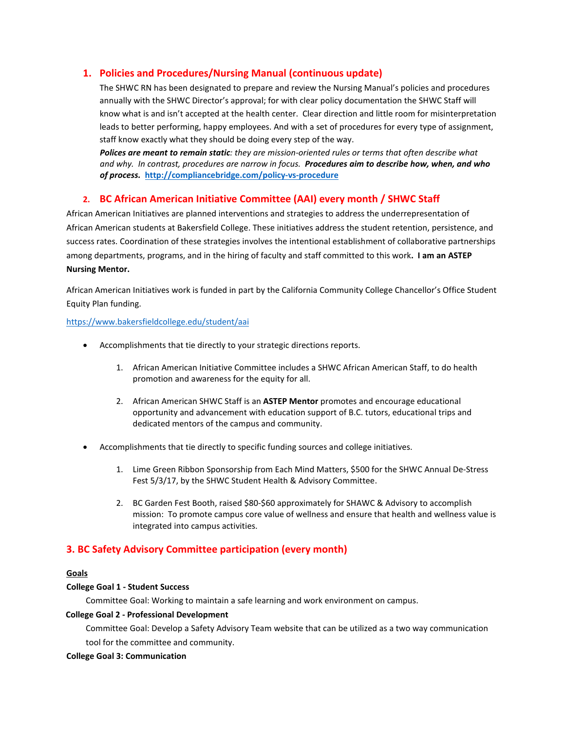## 1. Policies and Procedures/Nursing Manual (continuous update)

The SHWC RN has been designated to prepare and review the Nursing Manual's policies and procedures annually with the SHWC Director's approval; for with clear policy documentation the SHWC Staff will know what is and isn't accepted at the health center. Clear direction and little room for misinterpretation leads to better performing, happy employees. And with a set of procedures for every type of assignment, staff know exactly what they should be doing every step of the way.

***Polices are meant to remain static****: they are mission-oriented rules or terms that often describe what and why. In contrast, procedures are narrow in focus.* ***Procedures aim to describe how, when, and who of process.*** http://compliancebridge.com/policy-vs-procedure

## 2. BC African American Initiative Committee (AAI) every month / SHWC Staff

African American Initiatives are planned interventions and strategies to address the underrepresentation of African American students at Bakersfield College. These initiatives address the student retention, persistence, and success rates. Coordination of these strategies involves the intentional establishment of collaborative partnerships among departments, programs, and in the hiring of faculty and staff committed to this work**. I am an ASTEP Nursing Mentor.**

African American Initiatives work is funded in part by the California Community College Chancellor's Office Student Equity Plan funding.

https://www.bakersfieldcollege.edu/student/aai

- Accomplishments that tie directly to your strategic directions reports.
  1. African American Initiative Committee includes a SHWC African American Staff, to do health promotion and awareness for the equity for all.
  2. African American SHWC Staff is an **ASTEP Mentor** promotes and encourage educational opportunity and advancement with education support of B.C. tutors, educational trips and dedicated mentors of the campus and community.
- Accomplishments that tie directly to specific funding sources and college initiatives.
  1. Lime Green Ribbon Sponsorship from Each Mind Matters, $500 for the SHWC Annual De-Stress Fest 5/3/17, by the SHWC Student Health & Advisory Committee.
  2. BC Garden Fest Booth, raised $80-$60 approximately for SHAWC & Advisory to accomplish mission: To promote campus core value of wellness and ensure that health and wellness value is integrated into campus activities.

## 3. BC Safety Advisory Committee participation (every month)

**Goals**

**College Goal 1 - Student Success**

Committee Goal: Working to maintain a safe learning and work environment on campus.

**College Goal 2 - Professional Development**

Committee Goal: Develop a Safety Advisory Team website that can be utilized as a two way communication tool for the committee and community.

**College Goal 3: Communication**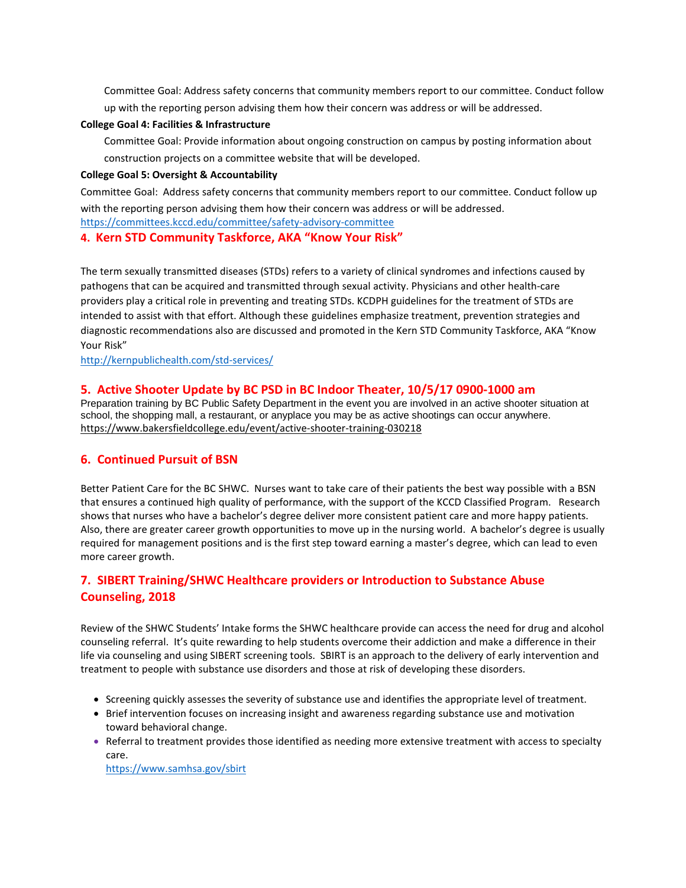Committee Goal: Address safety concerns that community members report to our committee. Conduct follow up with the reporting person advising them how their concern was address or will be addressed.

**College Goal 4: Facilities & Infrastructure**

Committee Goal: Provide information about ongoing construction on campus by posting information about construction projects on a committee website that will be developed.

**College Goal 5: Oversight & Accountability**

Committee Goal: Address safety concerns that community members report to our committee. Conduct follow up with the reporting person advising them how their concern was address or will be addressed.
https://committees.kccd.edu/committee/safety-advisory-committee

## 4. Kern STD Community Taskforce, AKA "Know Your Risk"

The term sexually transmitted diseases (STDs) refers to a variety of clinical syndromes and infections caused by pathogens that can be acquired and transmitted through sexual activity. Physicians and other health-care providers play a critical role in preventing and treating STDs. KCDPH guidelines for the treatment of STDs are intended to assist with that effort. Although these guidelines emphasize treatment, prevention strategies and diagnostic recommendations also are discussed and promoted in the Kern STD Community Taskforce, AKA "Know Your Risk"
http://kernpublichealth.com/std-services/

## 5. Active Shooter Update by BC PSD in BC Indoor Theater, 10/5/17 0900-1000 am

Preparation training by BC Public Safety Department in the event you are involved in an active shooter situation at school, the shopping mall, a restaurant, or anyplace you may be as active shootings can occur anywhere.
https://www.bakersfieldcollege.edu/event/active-shooter-training-030218

## 6. Continued Pursuit of BSN

Better Patient Care for the BC SHWC. Nurses want to take care of their patients the best way possible with a BSN that ensures a continued high quality of performance, with the support of the KCCD Classified Program. Research shows that nurses who have a bachelor's degree deliver more consistent patient care and more happy patients. Also, there are greater career growth opportunities to move up in the nursing world. A bachelor's degree is usually required for management positions and is the first step toward earning a master's degree, which can lead to even more career growth.

## 7. SIBERT Training/SHWC Healthcare providers or Introduction to Substance Abuse Counseling, 2018

Review of the SHWC Students' Intake forms the SHWC healthcare provide can access the need for drug and alcohol counseling referral. It's quite rewarding to help students overcome their addiction and make a difference in their life via counseling and using SIBERT screening tools. SBIRT is an approach to the delivery of early intervention and treatment to people with substance use disorders and those at risk of developing these disorders.

- Screening quickly assesses the severity of substance use and identifies the appropriate level of treatment.
- Brief intervention focuses on increasing insight and awareness regarding substance use and motivation toward behavioral change.
- Referral to treatment provides those identified as needing more extensive treatment with access to specialty care.
  https://www.samhsa.gov/sbirt